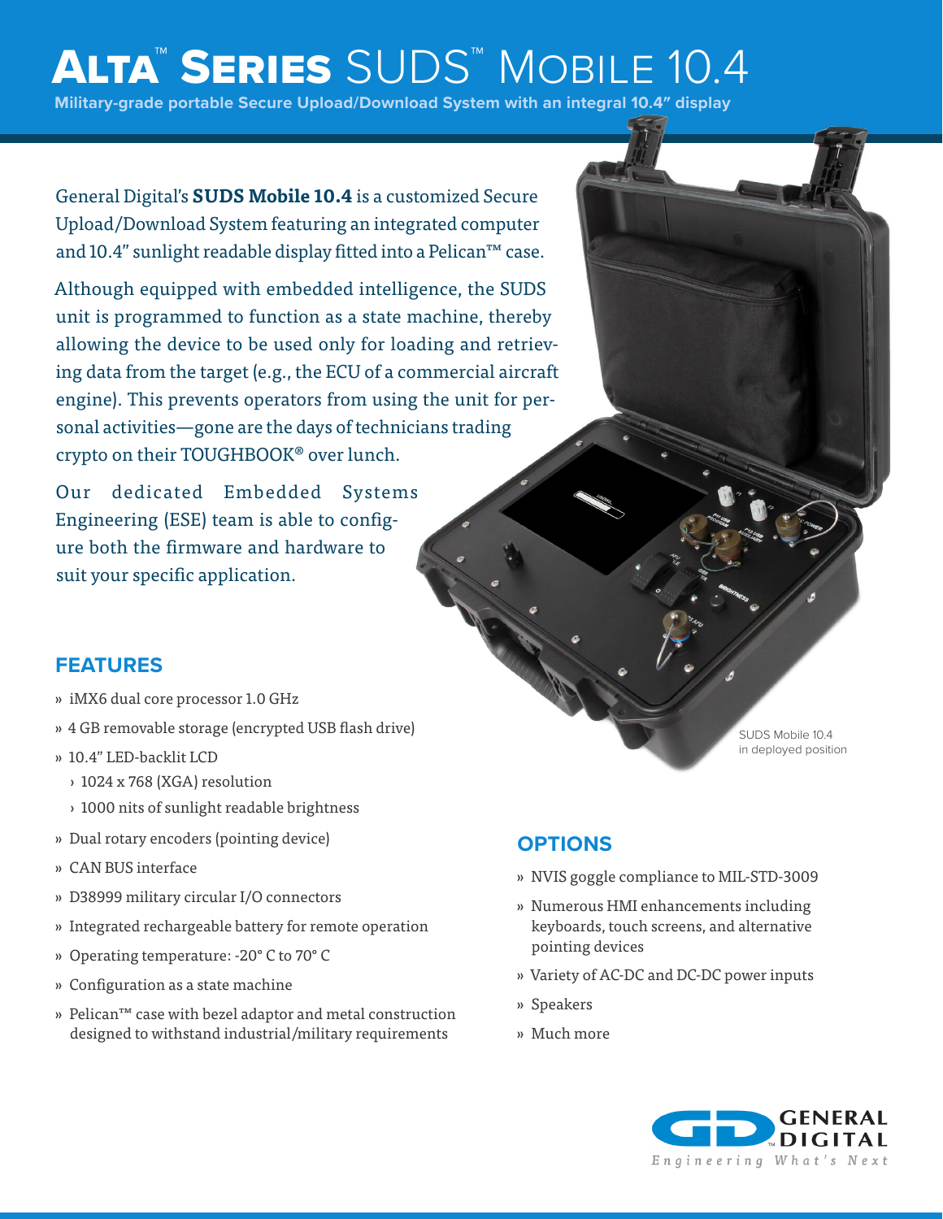# Alta™ Series SUDS™ Mobile 10.4

**Military-grade portable Secure Upload/Download System with an integral 10.4" display**

General Digital's **SUDS Mobile 10.4** is a customized Secure Upload/Download System featuring an integrated computer and 10.4" sunlight readable display fitted into a Pelican™ case.

Although equipped with embedded intelligence, the SUDS unit is programmed to function as a state machine, thereby allowing the device to be used only for loading and retrieving data from the target (e.g., the ECU of a commercial aircraft engine). This prevents operators from using the unit for personal activities—gone are the days of technicians trading crypto on their TOUGHBOOK® over lunch.

Our dedicated Embedded Systems Engineering (ESE) team is able to configure both the firmware and hardware to suit your specific application.

SUDS Mobile 10.4 in deployed position

## FEATURES

- iMX6 dual core processor 1.0 GHz
- 4 GB removable storage (encrypted USB flash drive)
- 10.4" LED-backlit LCD
  - 1024 x 768 (XGA) resolution
  - 1000 nits of sunlight readable brightness
- Dual rotary encoders (pointing device)
- CAN BUS interface
- D38999 military circular I/O connectors
- Integrated rechargeable battery for remote operation
- Operating temperature: -20° C to 70° C
- Configuration as a state machine
- Pelican™ case with bezel adaptor and metal construction designed to withstand industrial/military requirements

## OPTIONS

- NVIS goggle compliance to MIL-STD-3009
- Numerous HMI enhancements including keyboards, touch screens, and alternative pointing devices
- Variety of AC-DC and DC-DC power inputs
- Speakers
- Much more

GENERAL DIGITAL
*Engineering What's Next*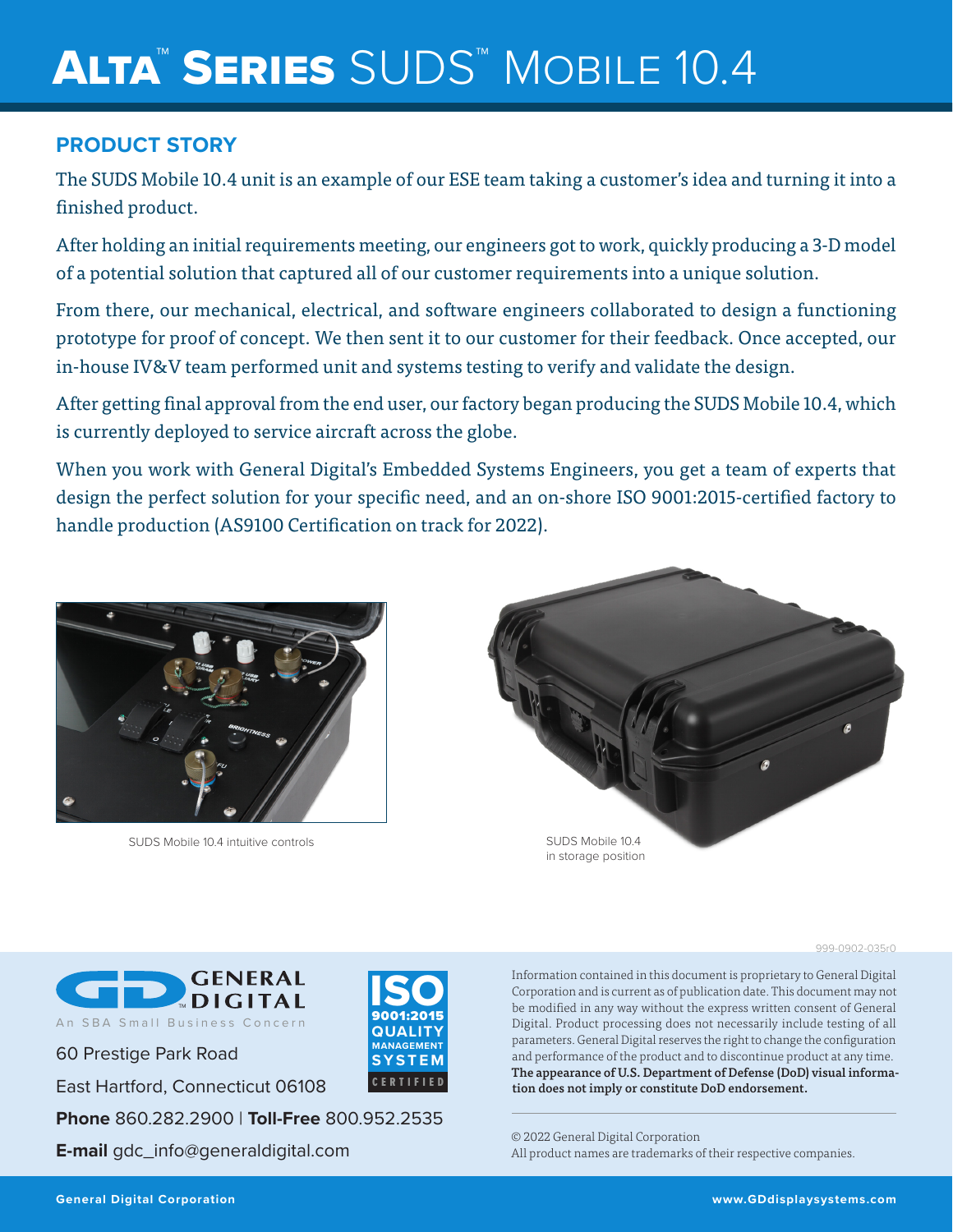# ALTA™ SERIES SUDS™ MOBILE 10.4

## PRODUCT STORY

The SUDS Mobile 10.4 unit is an example of our ESE team taking a customer's idea and turning it into a finished product.

After holding an initial requirements meeting, our engineers got to work, quickly producing a 3-D model of a potential solution that captured all of our customer requirements into a unique solution.

From there, our mechanical, electrical, and software engineers collaborated to design a functioning prototype for proof of concept. We then sent it to our customer for their feedback. Once accepted, our in-house IV&V team performed unit and systems testing to verify and validate the design.

After getting final approval from the end user, our factory began producing the SUDS Mobile 10.4, which is currently deployed to service aircraft across the globe.

When you work with General Digital's Embedded Systems Engineers, you get a team of experts that design the perfect solution for your specific need, and an on-shore ISO 9001:2015-certified factory to handle production (AS9100 Certification on track for 2022).

SUDS Mobile 10.4 intuitive controls

SUDS Mobile 10.4 in storage position

999-0902-035r0

GENERAL DIGITAL™
An SBA Small Business Concern

60 Prestige Park Road

East Hartford, Connecticut 06108

**Phone** 860.282.2900 | **Toll-Free** 800.952.2535

**E-mail** gdc_info@generaldigital.com

ISO 9001:2015 QUALITY MANAGEMENT SYSTEM CERTIFIED

Information contained in this document is proprietary to General Digital Corporation and is current as of publication date. This document may not be modified in any way without the express written consent of General Digital. Product processing does not necessarily include testing of all parameters. General Digital reserves the right to change the configuration and performance of the product and to discontinue product at any time. **The appearance of U.S. Department of Defense (DoD) visual information does not imply or constitute DoD endorsement.**

© 2022 General Digital Corporation
All product names are trademarks of their respective companies.

**General Digital Corporation** **www.GDdisplaysystems.com**